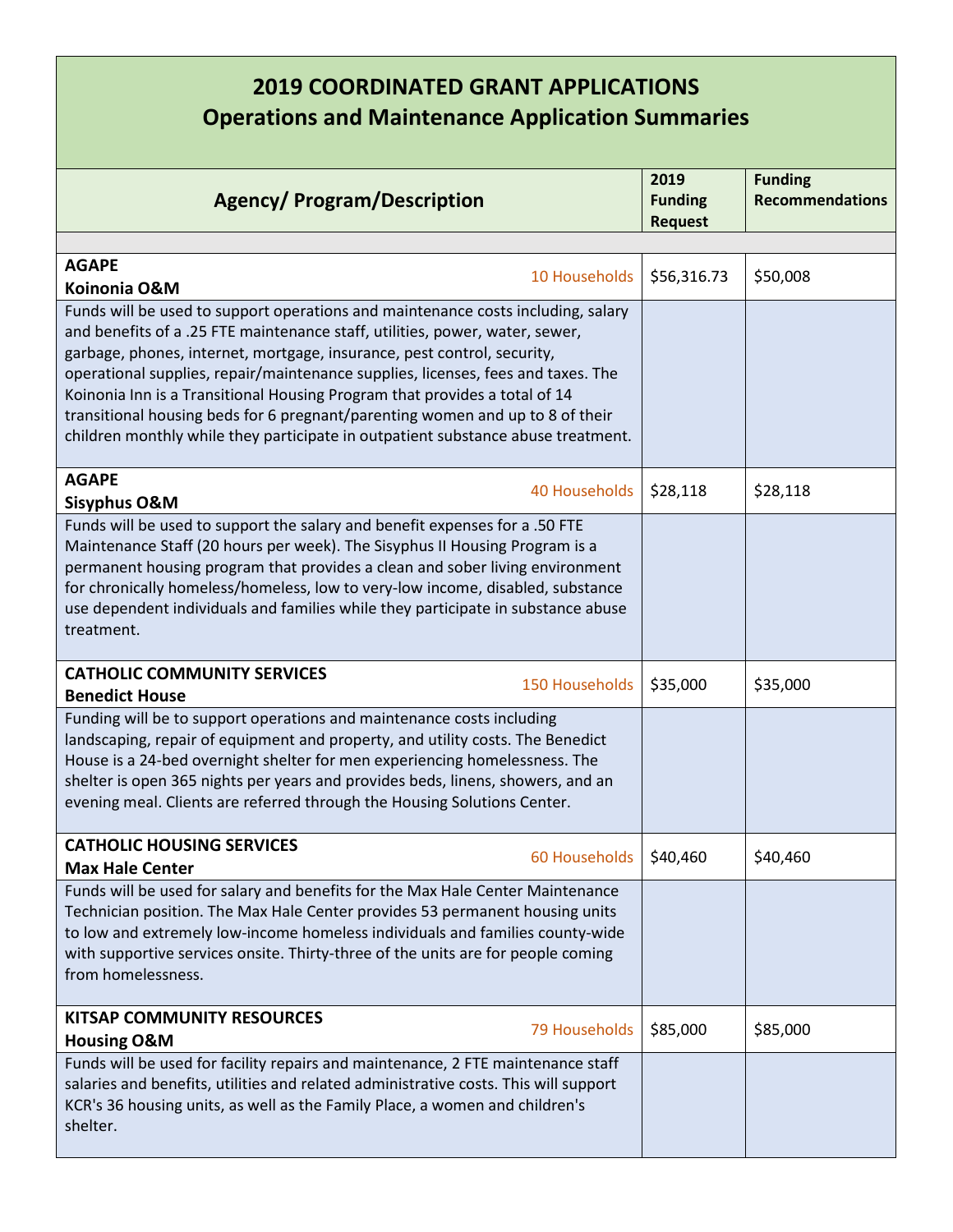# 2019 COORDINATED GRANT APPLICATIONS
## Operations and Maintenance Application Summaries

| Agency/ Program/Description | | 2019 Funding Request | Funding Recommendations |
|---|---|---|---|
| **AGAPE**<br>**Koinonia O&M** | 10 Households | $56,316.73 | $50,008 |
| Funds will be used to support operations and maintenance costs including, salary and benefits of a .25 FTE maintenance staff, utilities, power, water, sewer, garbage, phones, internet, mortgage, insurance, pest control, security, operational supplies, repair/maintenance supplies, licenses, fees and taxes. The Koinonia Inn is a Transitional Housing Program that provides a total of 14 transitional housing beds for 6 pregnant/parenting women and up to 8 of their children monthly while they participate in outpatient substance abuse treatment. | | | |
| **AGAPE**<br>**Sisyphus O&M** | 40 Households | $28,118 | $28,118 |
| Funds will be used to support the salary and benefit expenses for a .50 FTE Maintenance Staff (20 hours per week). The Sisyphus II Housing Program is a permanent housing program that provides a clean and sober living environment for chronically homeless/homeless, low to very-low income, disabled, substance use dependent individuals and families while they participate in substance abuse treatment. | | | |
| **CATHOLIC COMMUNITY SERVICES**<br>**Benedict House** | 150 Households | $35,000 | $35,000 |
| Funding will be to support operations and maintenance costs including landscaping, repair of equipment and property, and utility costs. The Benedict House is a 24-bed overnight shelter for men experiencing homelessness. The shelter is open 365 nights per years and provides beds, linens, showers, and an evening meal. Clients are referred through the Housing Solutions Center. | | | |
| **CATHOLIC HOUSING SERVICES**<br>**Max Hale Center** | 60 Households | $40,460 | $40,460 |
| Funds will be used for salary and benefits for the Max Hale Center Maintenance Technician position. The Max Hale Center provides 53 permanent housing units to low and extremely low-income homeless individuals and families county-wide with supportive services onsite. Thirty-three of the units are for people coming from homelessness. | | | |
| **KITSAP COMMUNITY RESOURCES**<br>**Housing O&M** | 79 Households | $85,000 | $85,000 |
| Funds will be used for facility repairs and maintenance, 2 FTE maintenance staff salaries and benefits, utilities and related administrative costs. This will support KCR's 36 housing units, as well as the Family Place, a women and children's shelter. | | | |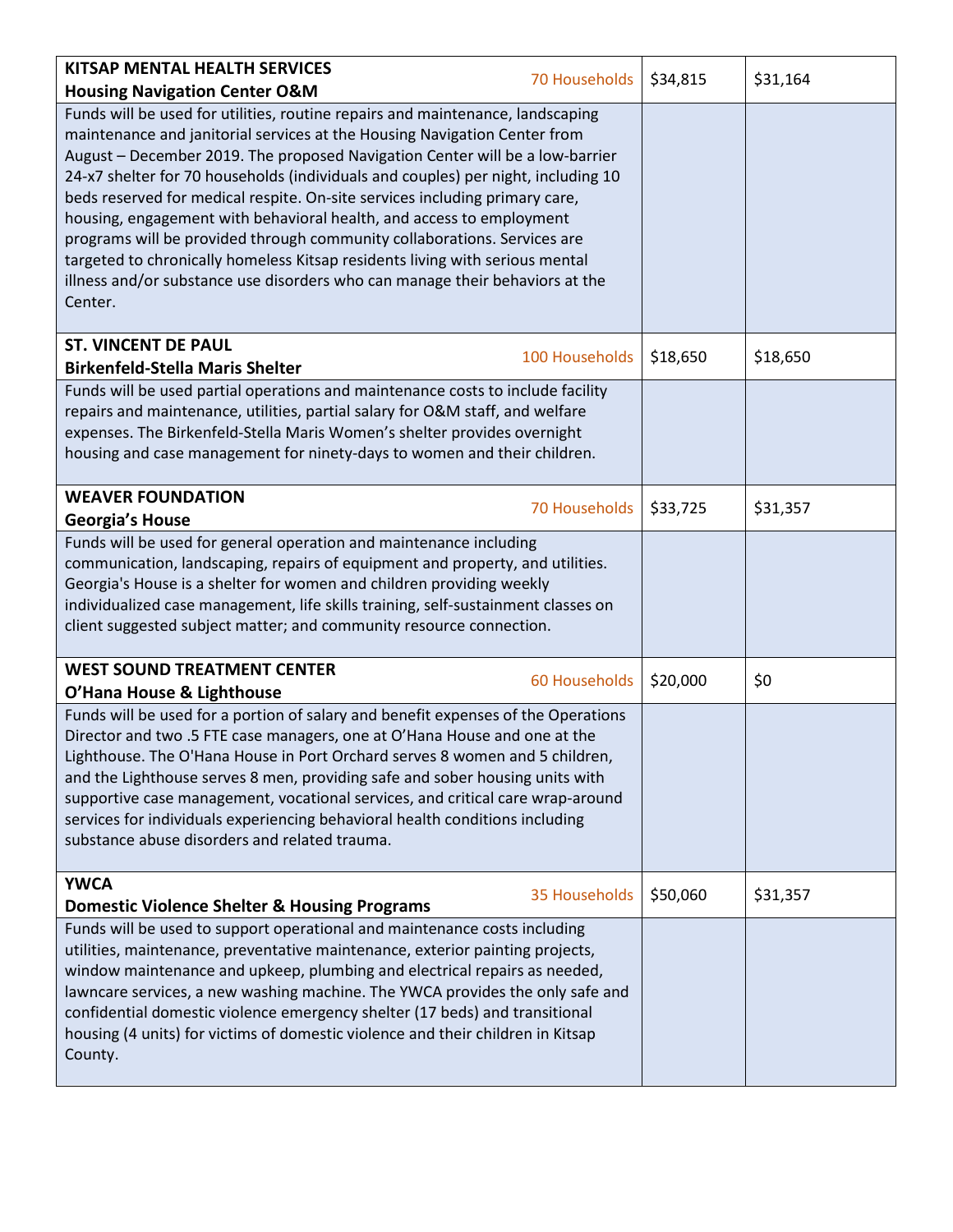| | | | |
|---|---|---|---|
| **KITSAP MENTAL HEALTH SERVICES**<br>**Housing Navigation Center O&M** | 70 Households | $34,815 | $31,164 |
| Funds will be used for utilities, routine repairs and maintenance, landscaping maintenance and janitorial services at the Housing Navigation Center from August – December 2019. The proposed Navigation Center will be a low-barrier 24-x7 shelter for 70 households (individuals and couples) per night, including 10 beds reserved for medical respite. On-site services including primary care, housing, engagement with behavioral health, and access to employment programs will be provided through community collaborations. Services are targeted to chronically homeless Kitsap residents living with serious mental illness and/or substance use disorders who can manage their behaviors at the Center. | | | |
| **ST. VINCENT DE PAUL**<br>**Birkenfeld-Stella Maris Shelter** | 100 Households | $18,650 | $18,650 |
| Funds will be used partial operations and maintenance costs to include facility repairs and maintenance, utilities, partial salary for O&M staff, and welfare expenses. The Birkenfeld-Stella Maris Women's shelter provides overnight housing and case management for ninety-days to women and their children. | | | |
| **WEAVER FOUNDATION**<br>**Georgia's House** | 70 Households | $33,725 | $31,357 |
| Funds will be used for general operation and maintenance including communication, landscaping, repairs of equipment and property, and utilities. Georgia's House is a shelter for women and children providing weekly individualized case management, life skills training, self-sustainment classes on client suggested subject matter; and community resource connection. | | | |
| **WEST SOUND TREATMENT CENTER**<br>**O'Hana House & Lighthouse** | 60 Households | $20,000 | $0 |
| Funds will be used for a portion of salary and benefit expenses of the Operations Director and two .5 FTE case managers, one at O'Hana House and one at the Lighthouse. The O'Hana House in Port Orchard serves 8 women and 5 children, and the Lighthouse serves 8 men, providing safe and sober housing units with supportive case management, vocational services, and critical care wrap-around services for individuals experiencing behavioral health conditions including substance abuse disorders and related trauma. | | | |
| **YWCA**<br>**Domestic Violence Shelter & Housing Programs** | 35 Households | $50,060 | $31,357 |
| Funds will be used to support operational and maintenance costs including utilities, maintenance, preventative maintenance, exterior painting projects, window maintenance and upkeep, plumbing and electrical repairs as needed, lawncare services, a new washing machine. The YWCA provides the only safe and confidential domestic violence emergency shelter (17 beds) and transitional housing (4 units) for victims of domestic violence and their children in Kitsap County. | | | |